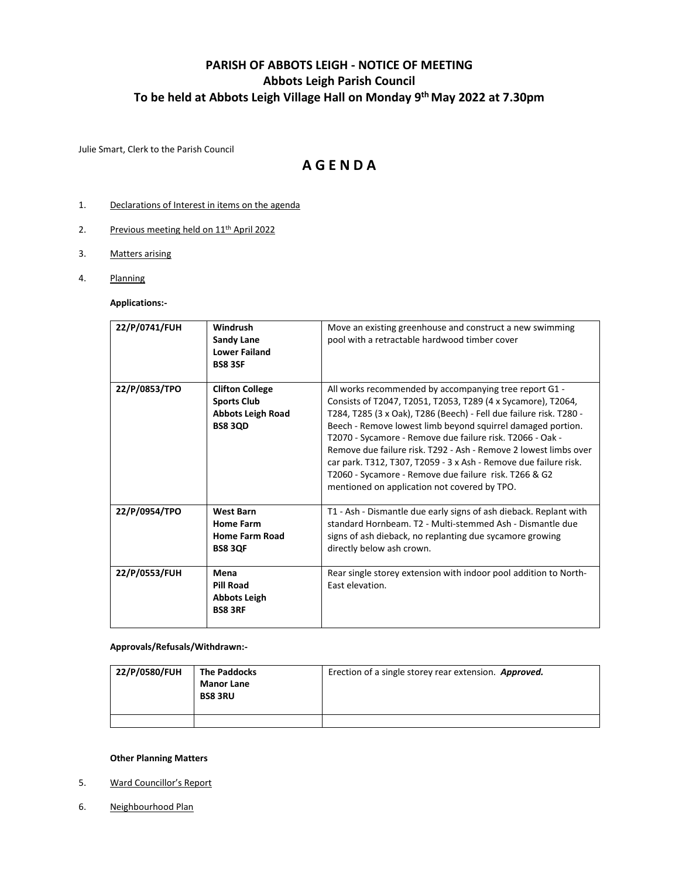# PARISH OF ABBOTS LEIGH - NOTICE OF MEETING
## Abbots Leigh Parish Council
## To be held at Abbots Leigh Village Hall on Monday 9th May 2022 at 7.30pm

Julie Smart, Clerk to the Parish Council

# A G E N D A

1. Declarations of Interest in items on the agenda

2. Previous meeting held on 11th April 2022

3. Matters arising

4. Planning

**Applications:-**

| | | |
|---|---|---|
| **22/P/0741/FUH** | **Windrush**<br>**Sandy Lane**<br>**Lower Failand**<br>**BS8 3SF** | Move an existing greenhouse and construct a new swimming pool with a retractable hardwood timber cover |
| **22/P/0853/TPO** | **Clifton College**<br>**Sports Club**<br>**Abbots Leigh Road**<br>**BS8 3QD** | All works recommended by accompanying tree report G1 - Consists of T2047, T2051, T2053, T289 (4 x Sycamore), T2064, T284, T285 (3 x Oak), T286 (Beech) - Fell due failure risk. T280 - Beech - Remove lowest limb beyond squirrel damaged portion. T2070 - Sycamore - Remove due failure risk. T2066 - Oak - Remove due failure risk. T292 - Ash - Remove 2 lowest limbs over car park. T312, T307, T2059 - 3 x Ash - Remove due failure risk. T2060 - Sycamore - Remove due failure risk. T266 & G2 mentioned on application not covered by TPO. |
| **22/P/0954/TPO** | **West Barn**<br>**Home Farm**<br>**Home Farm Road**<br>**BS8 3QF** | T1 - Ash - Dismantle due early signs of ash dieback. Replant with standard Hornbeam. T2 - Multi-stemmed Ash - Dismantle due signs of ash dieback, no replanting due sycamore growing directly below ash crown. |
| **22/P/0553/FUH** | **Mena**<br>**Pill Road**<br>**Abbots Leigh**<br>**BS8 3RF** | Rear single storey extension with indoor pool addition to North-East elevation. |

**Approvals/Refusals/Withdrawn:-**

| | | |
|---|---|---|
| **22/P/0580/FUH** | **The Paddocks**<br>**Manor Lane**<br>**BS8 3RU** | Erection of a single storey rear extension. ***Approved.*** |
| | | |

**Other Planning Matters**

5. Ward Councillor's Report

6. Neighbourhood Plan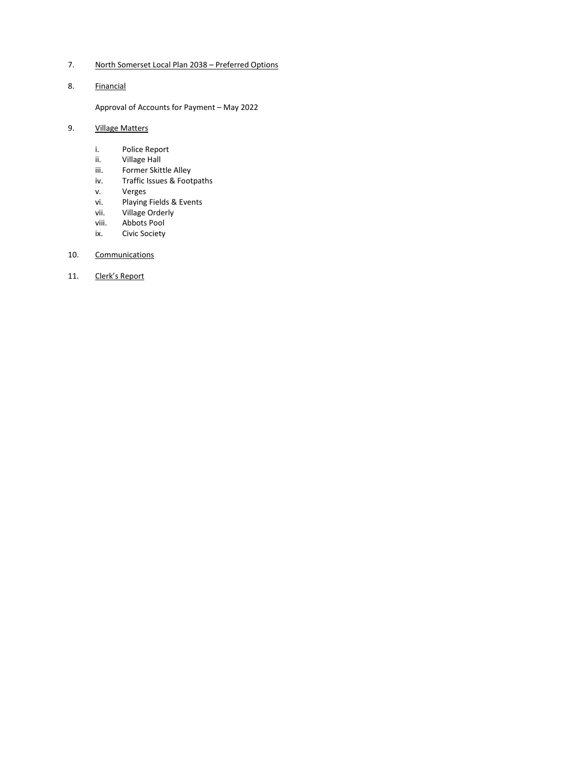7. <u>North Somerset Local Plan 2038 – Preferred Options</u>

8. <u>Financial</u>

   Approval of Accounts for Payment – May 2022

9. <u>Village Matters</u>

   i. Police Report
   ii. Village Hall
   iii. Former Skittle Alley
   iv. Traffic Issues & Footpaths
   v. Verges
   vi. Playing Fields & Events
   vii. Village Orderly
   viii. Abbots Pool
   ix. Civic Society

10. <u>Communications</u>

11. <u>Clerk's Report</u>